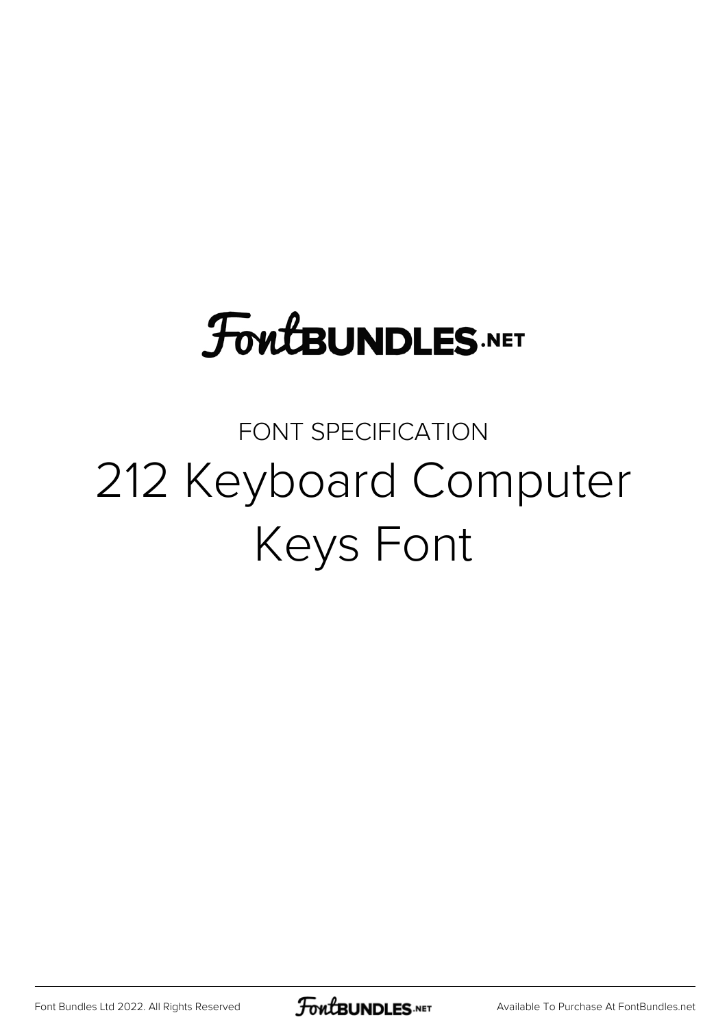FontBUNDLES.NET

FONT SPECIFICATION

# 212 Keyboard Computer Keys Font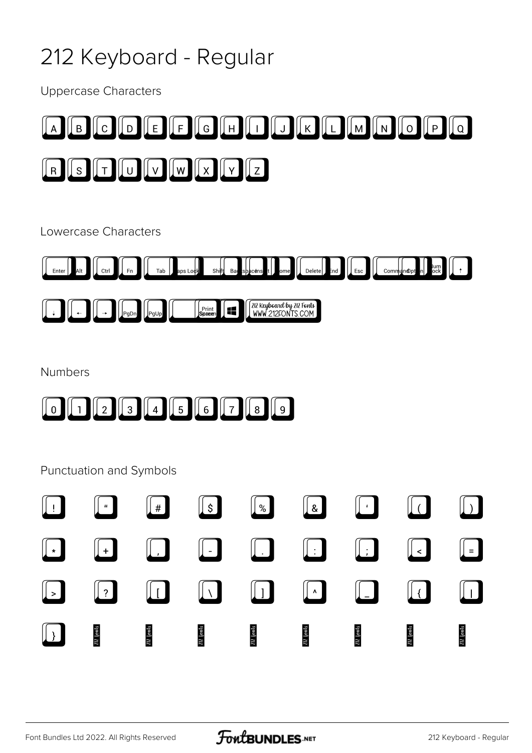# 212 Keyboard - Regular

Uppercase Characters

A B C D E F G H I J K L M N O P Q R S T U V W X Y Z

Lowercase Characters

Enter Alt Ctrl Fn Tab Caps Lock Shift Backspace Insert Home Delete End Esc Command Option Num Lock ↑ ↓ ← → PgDn PgUp Print Screen 212 Keyboard by 212 Fonts WWW.212FONTS.COM

Numbers

0 1 2 3 4 5 6 7 8 9

Punctuation and Symbols

! " # $ % & ' ( ) * + , - . : ; < = > ? [ \ ] ^ _ { | }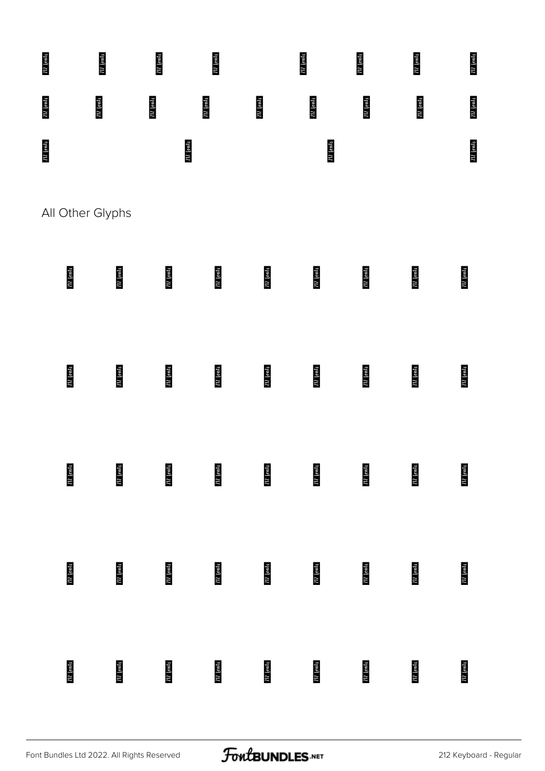## All Other Glyphs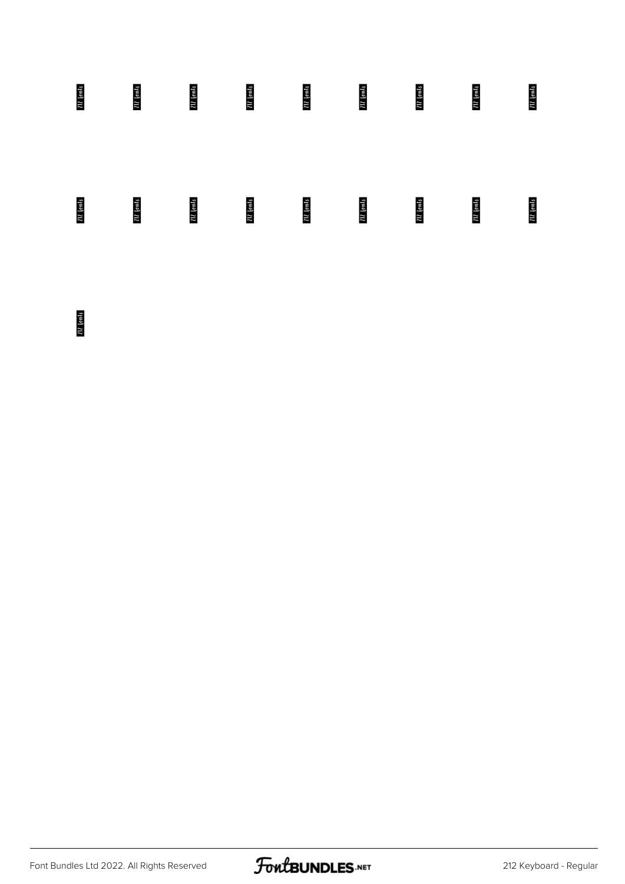212 fonts 212 fonts 212 fonts 212 fonts 212 fonts 212 fonts 212 fonts 212 fonts 212 fonts

212 fonts 212 fonts 212 fonts 212 fonts 212 fonts 212 fonts 212 fonts 212 fonts 212 fonts

212 fonts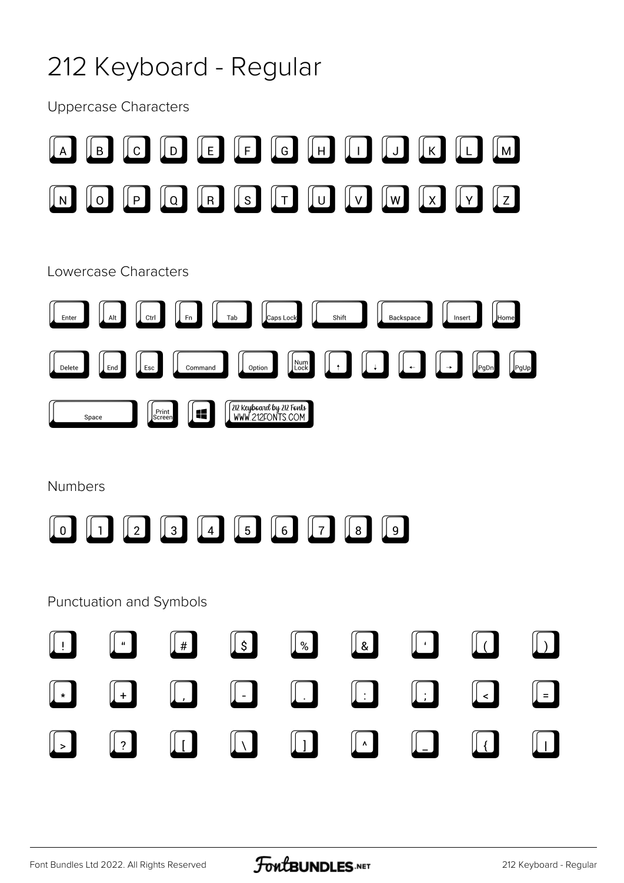# 212 Keyboard - Regular

## Uppercase Characters

A B C D E F G H I J K L M

N O P Q R S T U V W X Y Z

## Lowercase Characters

Enter Alt Ctrl Fn Tab Caps Lock Shift Backspace Insert Home

Delete End Esc Command Option Num Lock ↑ ↓ ← → PgDn PgUp

Space Print Screen ⊞ 212 Keyboard by 212 Fonts WWW.212FONTS.COM

## Numbers

0 1 2 3 4 5 6 7 8 9

## Punctuation and Symbols

! " # $ % & ' ( )

* + , - . : ; < =

> ? [ \ ] ^ _ { |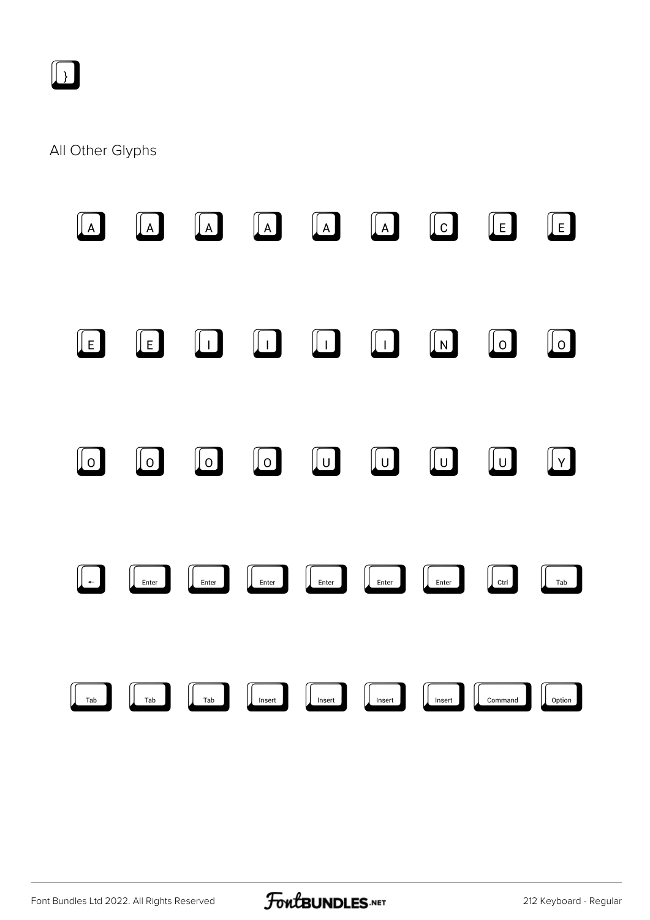}

All Other Glyphs

A A A A A A C E E

E E I I I I N O O

O O O O U U U U Y

← Enter Enter Enter Enter Enter Enter Ctrl Tab

Tab Tab Tab Insert Insert Insert Insert Command Option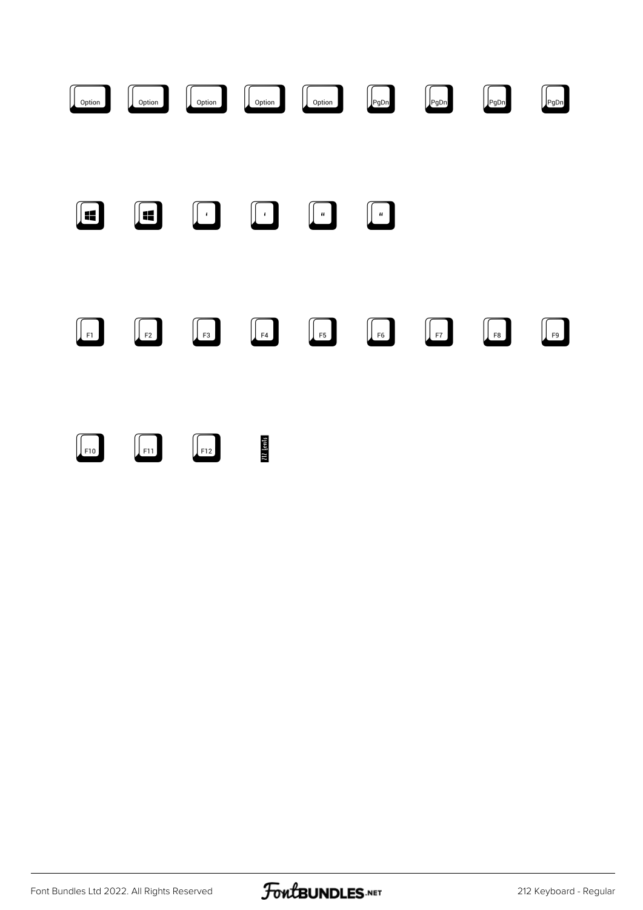Option Option Option Option Option PgDn PgDn PgDn PgDn

' ' " "

F1 F2 F3 F4 F5 F6 F7 F8 F9

F10 F11 F12 212 fonts